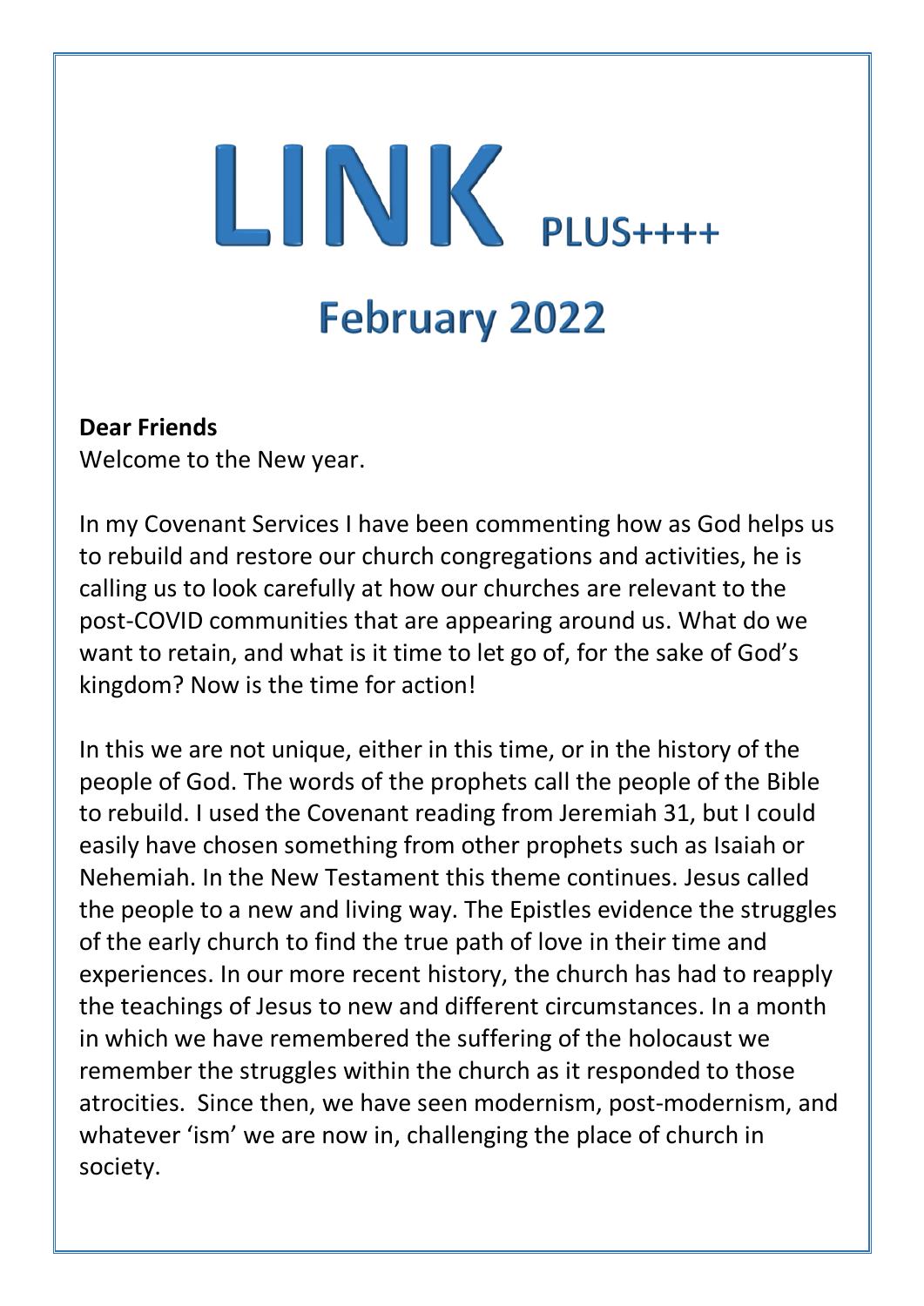# LINK PLUS++++

## February 2022

**Dear Friends**
Welcome to the New year.

In my Covenant Services I have been commenting how as God helps us to rebuild and restore our church congregations and activities, he is calling us to look carefully at how our churches are relevant to the post-COVID communities that are appearing around us. What do we want to retain, and what is it time to let go of, for the sake of God's kingdom? Now is the time for action!

In this we are not unique, either in this time, or in the history of the people of God. The words of the prophets call the people of the Bible to rebuild. I used the Covenant reading from Jeremiah 31, but I could easily have chosen something from other prophets such as Isaiah or Nehemiah. In the New Testament this theme continues. Jesus called the people to a new and living way. The Epistles evidence the struggles of the early church to find the true path of love in their time and experiences. In our more recent history, the church has had to reapply the teachings of Jesus to new and different circumstances. In a month in which we have remembered the suffering of the holocaust we remember the struggles within the church as it responded to those atrocities. Since then, we have seen modernism, post-modernism, and whatever 'ism' we are now in, challenging the place of church in society.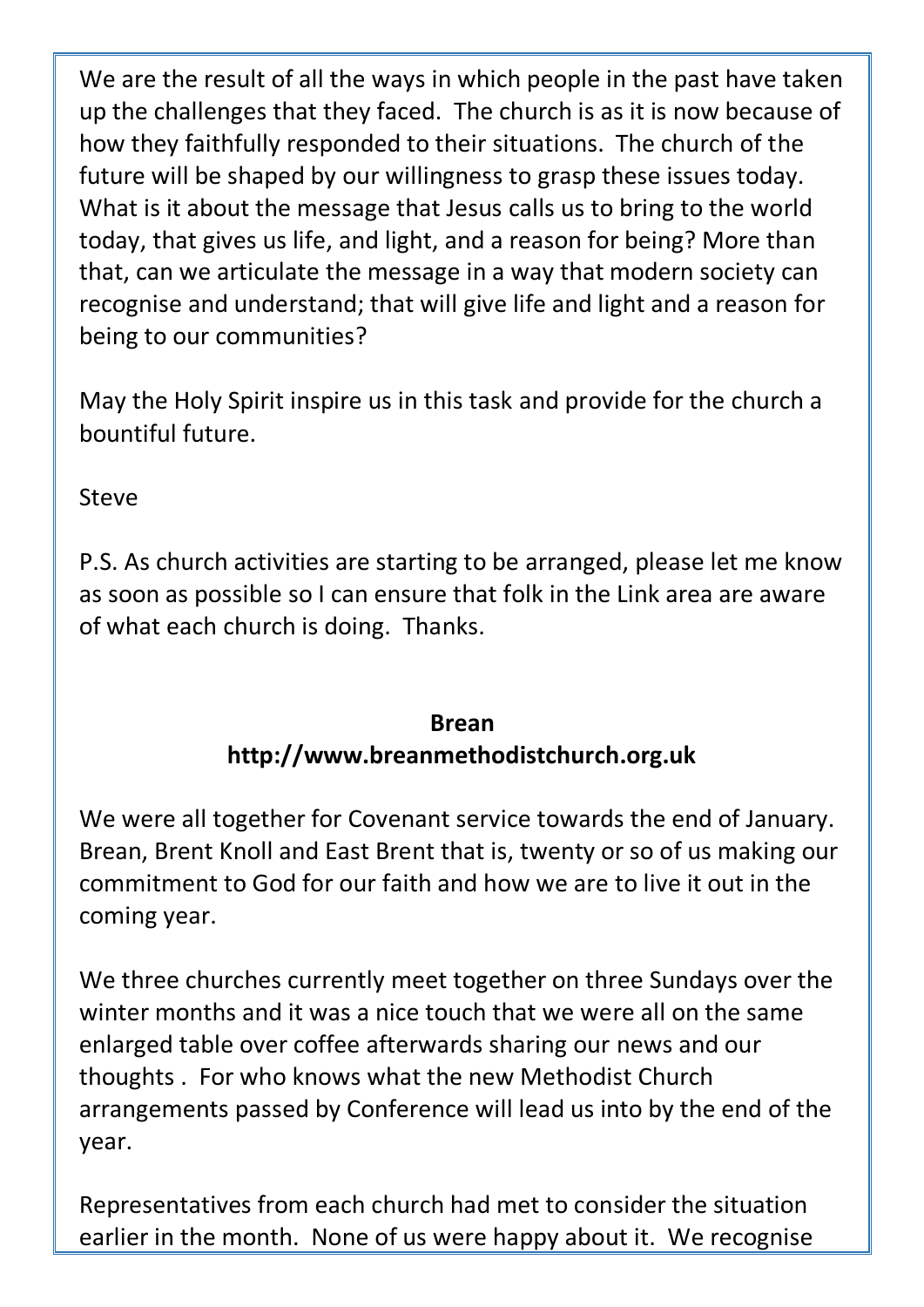We are the result of all the ways in which people in the past have taken up the challenges that they faced. The church is as it is now because of how they faithfully responded to their situations. The church of the future will be shaped by our willingness to grasp these issues today. What is it about the message that Jesus calls us to bring to the world today, that gives us life, and light, and a reason for being? More than that, can we articulate the message in a way that modern society can recognise and understand; that will give life and light and a reason for being to our communities?

May the Holy Spirit inspire us in this task and provide for the church a bountiful future.

Steve

P.S. As church activities are starting to be arranged, please let me know as soon as possible so I can ensure that folk in the Link area are aware of what each church is doing. Thanks.

**Brean**
**http://www.breanmethodistchurch.org.uk**

We were all together for Covenant service towards the end of January. Brean, Brent Knoll and East Brent that is, twenty or so of us making our commitment to God for our faith and how we are to live it out in the coming year.

We three churches currently meet together on three Sundays over the winter months and it was a nice touch that we were all on the same enlarged table over coffee afterwards sharing our news and our thoughts . For who knows what the new Methodist Church arrangements passed by Conference will lead us into by the end of the year.

Representatives from each church had met to consider the situation earlier in the month. None of us were happy about it. We recognise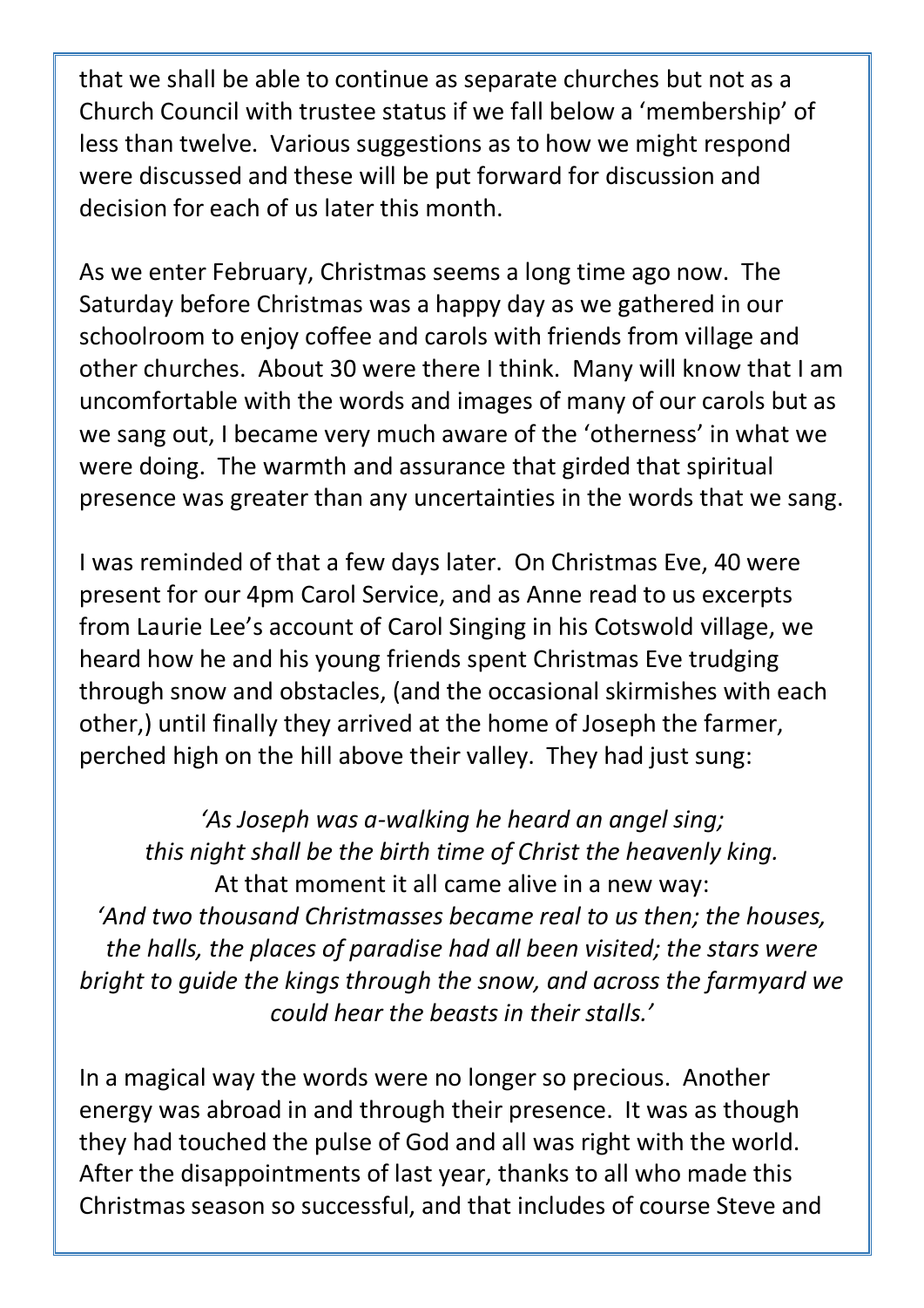that we shall be able to continue as separate churches but not as a Church Council with trustee status if we fall below a 'membership' of less than twelve. Various suggestions as to how we might respond were discussed and these will be put forward for discussion and decision for each of us later this month.

As we enter February, Christmas seems a long time ago now. The Saturday before Christmas was a happy day as we gathered in our schoolroom to enjoy coffee and carols with friends from village and other churches. About 30 were there I think. Many will know that I am uncomfortable with the words and images of many of our carols but as we sang out, I became very much aware of the 'otherness' in what we were doing. The warmth and assurance that girded that spiritual presence was greater than any uncertainties in the words that we sang.

I was reminded of that a few days later. On Christmas Eve, 40 were present for our 4pm Carol Service, and as Anne read to us excerpts from Laurie Lee's account of Carol Singing in his Cotswold village, we heard how he and his young friends spent Christmas Eve trudging through snow and obstacles, (and the occasional skirmishes with each other,) until finally they arrived at the home of Joseph the farmer, perched high on the hill above their valley. They had just sung:

*'As Joseph was a-walking he heard an angel sing;*
*this night shall be the birth time of Christ the heavenly king.*
At that moment it all came alive in a new way:
*'And two thousand Christmasses became real to us then; the houses, the halls, the places of paradise had all been visited; the stars were bright to guide the kings through the snow, and across the farmyard we could hear the beasts in their stalls.'*

In a magical way the words were no longer so precious. Another energy was abroad in and through their presence. It was as though they had touched the pulse of God and all was right with the world. After the disappointments of last year, thanks to all who made this Christmas season so successful, and that includes of course Steve and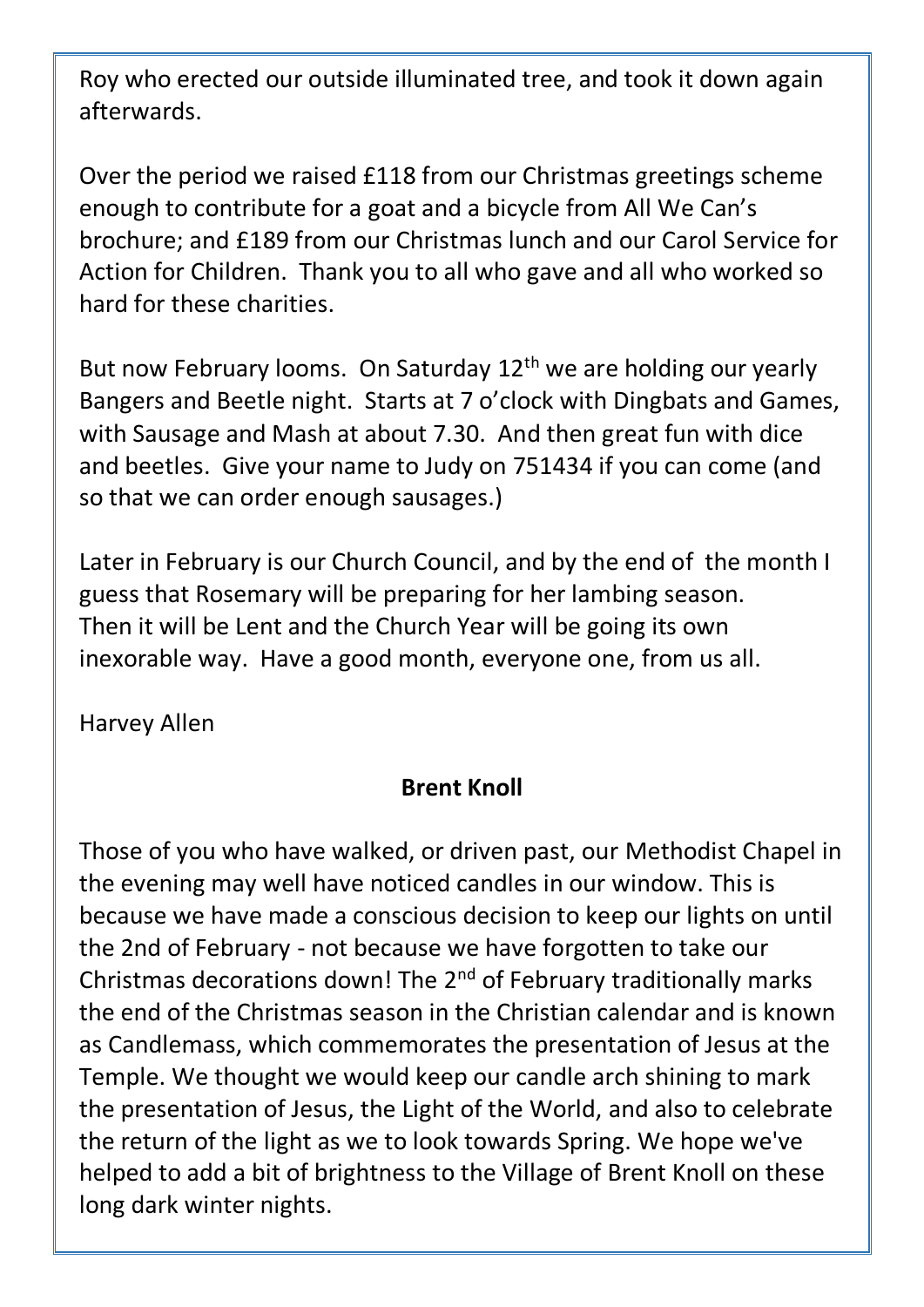Roy who erected our outside illuminated tree, and took it down again afterwards.

Over the period we raised £118 from our Christmas greetings scheme enough to contribute for a goat and a bicycle from All We Can's brochure; and £189 from our Christmas lunch and our Carol Service for Action for Children. Thank you to all who gave and all who worked so hard for these charities.

But now February looms. On Saturday 12th we are holding our yearly Bangers and Beetle night. Starts at 7 o'clock with Dingbats and Games, with Sausage and Mash at about 7.30. And then great fun with dice and beetles. Give your name to Judy on 751434 if you can come (and so that we can order enough sausages.)

Later in February is our Church Council, and by the end of the month I guess that Rosemary will be preparing for her lambing season. Then it will be Lent and the Church Year will be going its own inexorable way. Have a good month, everyone one, from us all.

Harvey Allen

## Brent Knoll

Those of you who have walked, or driven past, our Methodist Chapel in the evening may well have noticed candles in our window. This is because we have made a conscious decision to keep our lights on until the 2nd of February - not because we have forgotten to take our Christmas decorations down! The 2nd of February traditionally marks the end of the Christmas season in the Christian calendar and is known as Candlemass, which commemorates the presentation of Jesus at the Temple. We thought we would keep our candle arch shining to mark the presentation of Jesus, the Light of the World, and also to celebrate the return of the light as we to look towards Spring. We hope we've helped to add a bit of brightness to the Village of Brent Knoll on these long dark winter nights.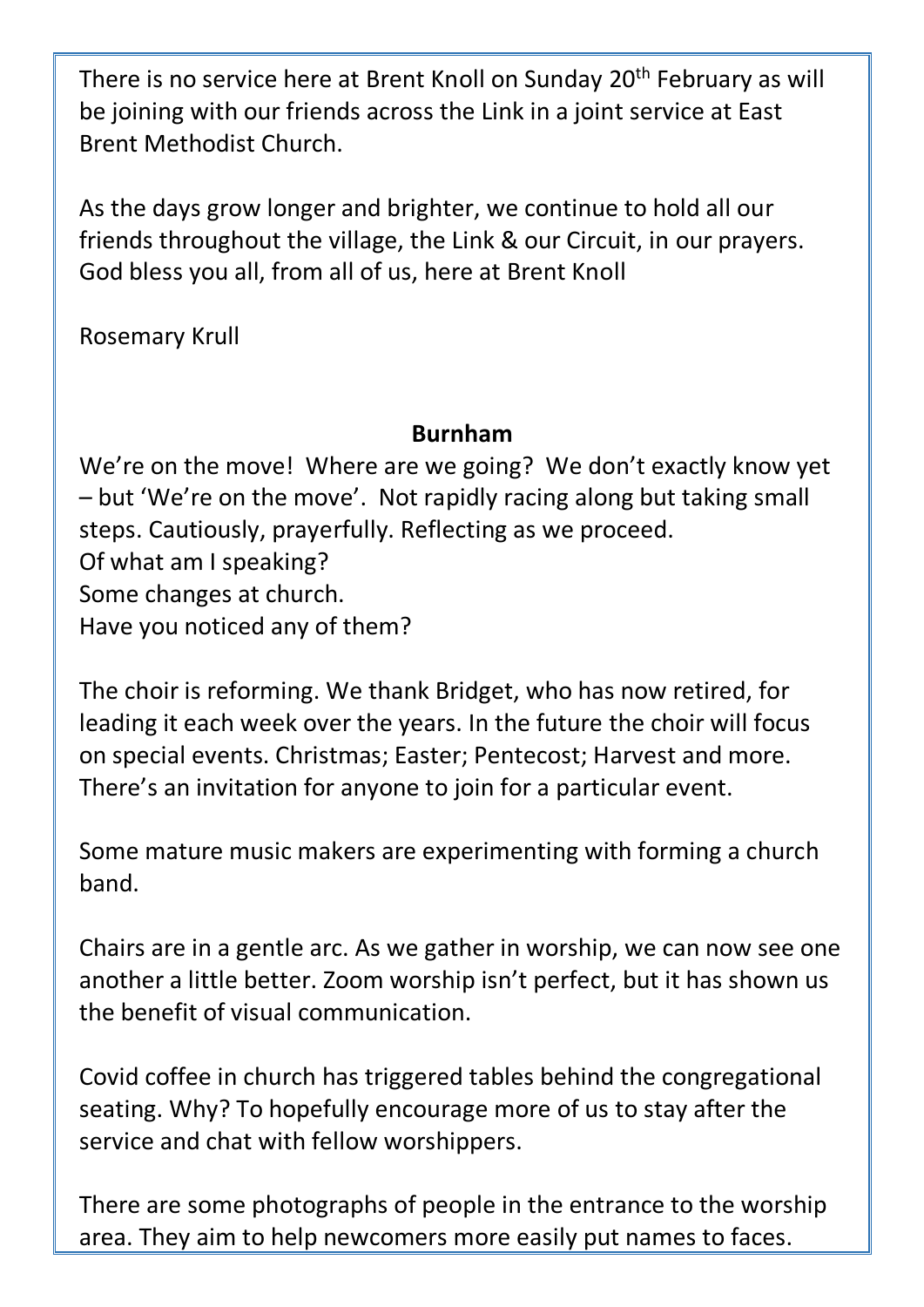There is no service here at Brent Knoll on Sunday 20th February as will be joining with our friends across the Link in a joint service at East Brent Methodist Church.

As the days grow longer and brighter, we continue to hold all our friends throughout the village, the Link & our Circuit, in our prayers. God bless you all, from all of us, here at Brent Knoll

Rosemary Krull

## Burnham

We're on the move! Where are we going? We don't exactly know yet – but 'We're on the move'. Not rapidly racing along but taking small steps. Cautiously, prayerfully. Reflecting as we proceed.
Of what am I speaking?
Some changes at church.
Have you noticed any of them?

The choir is reforming. We thank Bridget, who has now retired, for leading it each week over the years. In the future the choir will focus on special events. Christmas; Easter; Pentecost; Harvest and more. There's an invitation for anyone to join for a particular event.

Some mature music makers are experimenting with forming a church band.

Chairs are in a gentle arc. As we gather in worship, we can now see one another a little better. Zoom worship isn't perfect, but it has shown us the benefit of visual communication.

Covid coffee in church has triggered tables behind the congregational seating. Why? To hopefully encourage more of us to stay after the service and chat with fellow worshippers.

There are some photographs of people in the entrance to the worship area. They aim to help newcomers more easily put names to faces.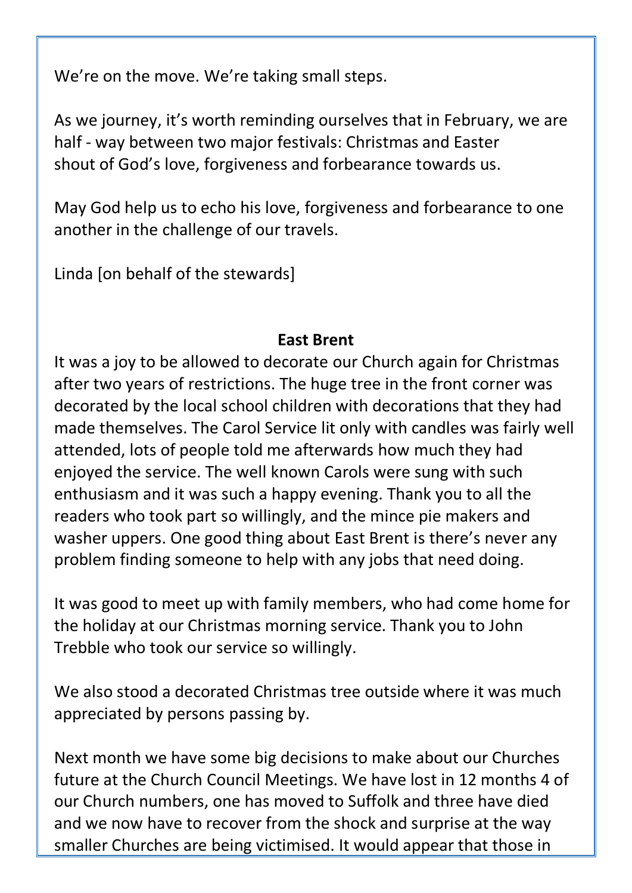We're on the move. We're taking small steps.

As we journey, it's worth reminding ourselves that in February, we are half - way between two major festivals: Christmas and Easter shout of God's love, forgiveness and forbearance towards us.

May God help us to echo his love, forgiveness and forbearance to one another in the challenge of our travels.

Linda [on behalf of the stewards]

**East Brent**

It was a joy to be allowed to decorate our Church again for Christmas after two years of restrictions. The huge tree in the front corner was decorated by the local school children with decorations that they had made themselves. The Carol Service lit only with candles was fairly well attended, lots of people told me afterwards how much they had enjoyed the service. The well known Carols were sung with such enthusiasm and it was such a happy evening. Thank you to all the readers who took part so willingly, and the mince pie makers and washer uppers. One good thing about East Brent is there's never any problem finding someone to help with any jobs that need doing.

It was good to meet up with family members, who had come home for the holiday at our Christmas morning service. Thank you to John Trebble who took our service so willingly.

We also stood a decorated Christmas tree outside where it was much appreciated by persons passing by.

Next month we have some big decisions to make about our Churches future at the Church Council Meetings. We have lost in 12 months 4 of our Church numbers, one has moved to Suffolk and three have died and we now have to recover from the shock and surprise at the way smaller Churches are being victimised. It would appear that those in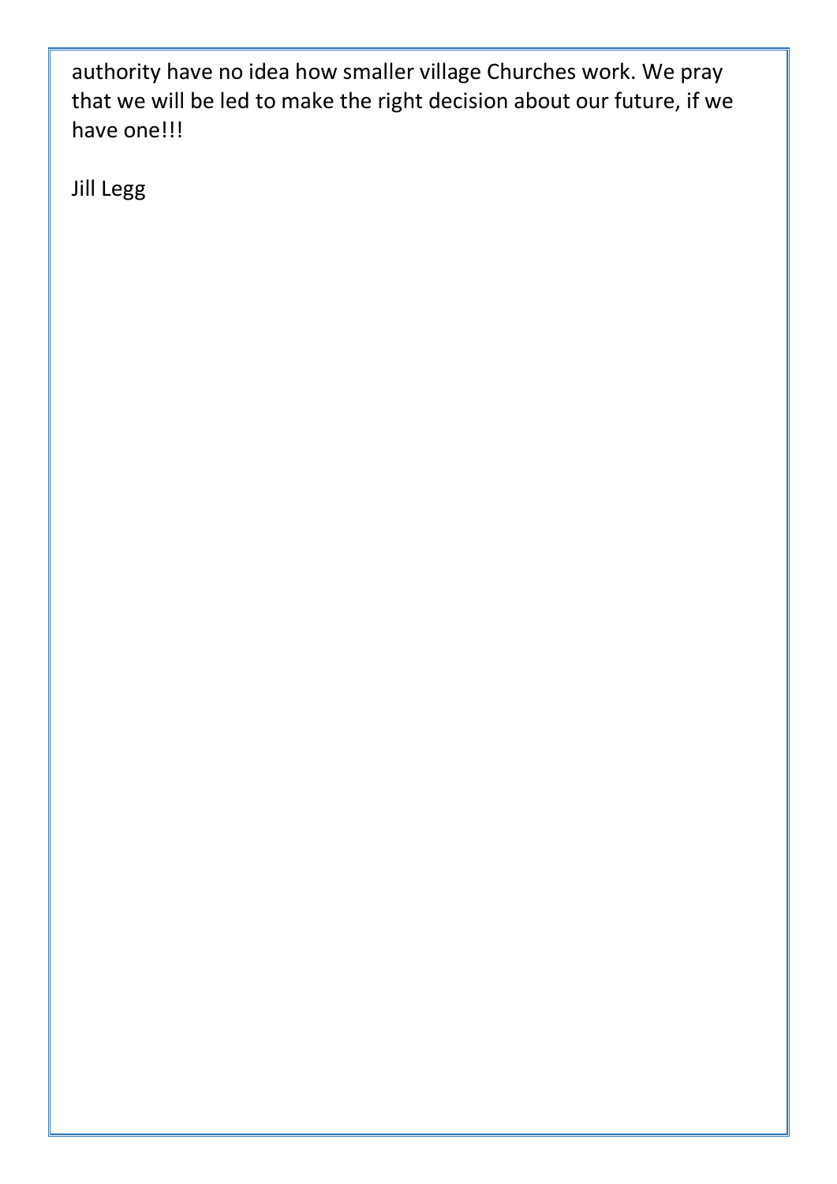authority have no idea how smaller village Churches work. We pray that we will be led to make the right decision about our future, if we have one!!!

Jill Legg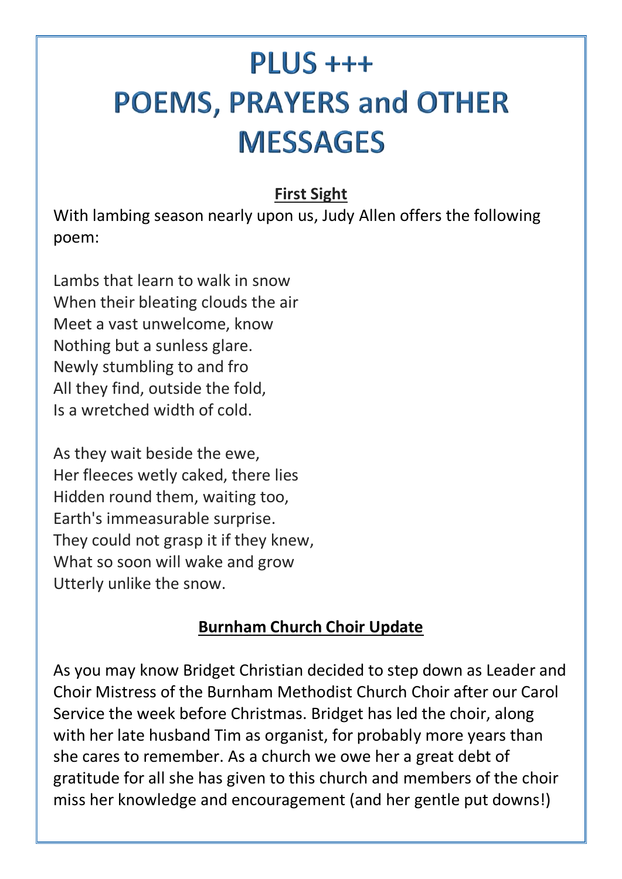# PLUS +++
# POEMS, PRAYERS and OTHER MESSAGES

## First Sight

With lambing season nearly upon us, Judy Allen offers the following poem:

Lambs that learn to walk in snow
When their bleating clouds the air
Meet a vast unwelcome, know
Nothing but a sunless glare.
Newly stumbling to and fro
All they find, outside the fold,
Is a wretched width of cold.

As they wait beside the ewe,
Her fleeces wetly caked, there lies
Hidden round them, waiting too,
Earth's immeasurable surprise.
They could not grasp it if they knew,
What so soon will wake and grow
Utterly unlike the snow.

## Burnham Church Choir Update

As you may know Bridget Christian decided to step down as Leader and Choir Mistress of the Burnham Methodist Church Choir after our Carol Service the week before Christmas. Bridget has led the choir, along with her late husband Tim as organist, for probably more years than she cares to remember. As a church we owe her a great debt of gratitude for all she has given to this church and members of the choir miss her knowledge and encouragement (and her gentle put downs!)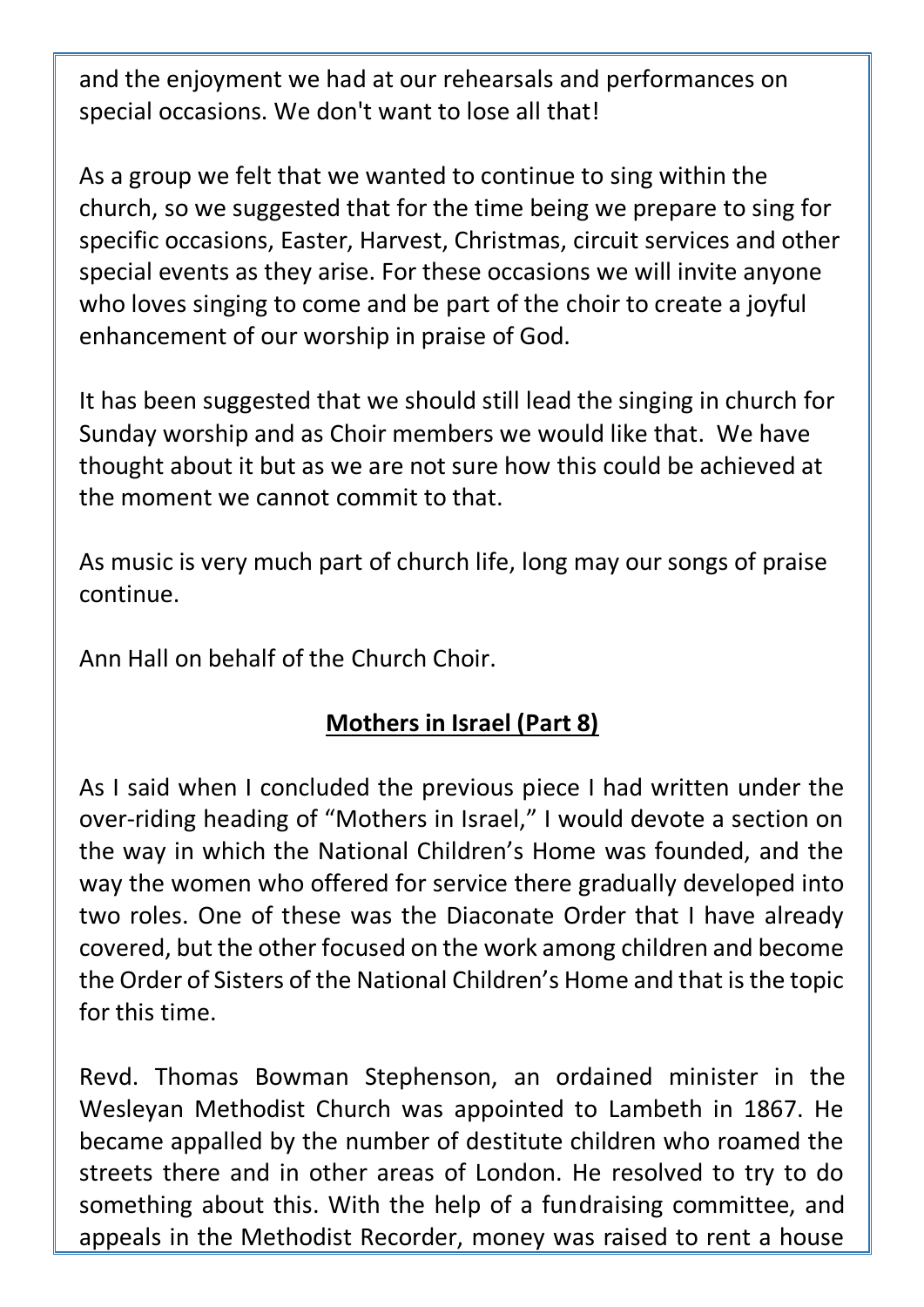and the enjoyment we had at our rehearsals and performances on special occasions. We don't want to lose all that!

As a group we felt that we wanted to continue to sing within the church, so we suggested that for the time being we prepare to sing for specific occasions, Easter, Harvest, Christmas, circuit services and other special events as they arise. For these occasions we will invite anyone who loves singing to come and be part of the choir to create a joyful enhancement of our worship in praise of God.

It has been suggested that we should still lead the singing in church for Sunday worship and as Choir members we would like that.  We have thought about it but as we are not sure how this could be achieved at the moment we cannot commit to that.

As music is very much part of church life, long may our songs of praise continue.

Ann Hall on behalf of the Church Choir.

## **Mothers in Israel (Part 8)**

As I said when I concluded the previous piece I had written under the over-riding heading of "Mothers in Israel," I would devote a section on the way in which the National Children's Home was founded, and the way the women who offered for service there gradually developed into two roles. One of these was the Diaconate Order that I have already covered, but the other focused on the work among children and become the Order of Sisters of the National Children's Home and that is the topic for this time.

Revd. Thomas Bowman Stephenson, an ordained minister in the Wesleyan Methodist Church was appointed to Lambeth in 1867. He became appalled by the number of destitute children who roamed the streets there and in other areas of London. He resolved to try to do something about this. With the help of a fundraising committee, and appeals in the Methodist Recorder, money was raised to rent a house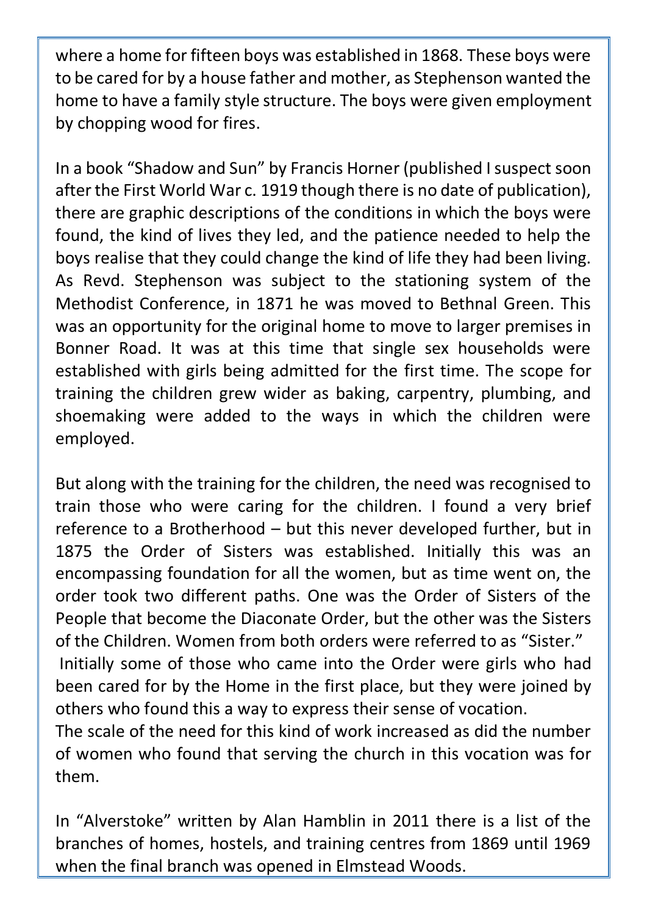where a home for fifteen boys was established in 1868. These boys were to be cared for by a house father and mother, as Stephenson wanted the home to have a family style structure. The boys were given employment by chopping wood for fires.

In a book "Shadow and Sun" by Francis Horner (published I suspect soon after the First World War c. 1919 though there is no date of publication), there are graphic descriptions of the conditions in which the boys were found, the kind of lives they led, and the patience needed to help the boys realise that they could change the kind of life they had been living. As Revd. Stephenson was subject to the stationing system of the Methodist Conference, in 1871 he was moved to Bethnal Green. This was an opportunity for the original home to move to larger premises in Bonner Road. It was at this time that single sex households were established with girls being admitted for the first time. The scope for training the children grew wider as baking, carpentry, plumbing, and shoemaking were added to the ways in which the children were employed.

But along with the training for the children, the need was recognised to train those who were caring for the children. I found a very brief reference to a Brotherhood – but this never developed further, but in 1875 the Order of Sisters was established. Initially this was an encompassing foundation for all the women, but as time went on, the order took two different paths. One was the Order of Sisters of the People that become the Diaconate Order, but the other was the Sisters of the Children. Women from both orders were referred to as "Sister."
Initially some of those who came into the Order were girls who had been cared for by the Home in the first place, but they were joined by others who found this a way to express their sense of vocation.
The scale of the need for this kind of work increased as did the number of women who found that serving the church in this vocation was for them.

In "Alverstoke" written by Alan Hamblin in 2011 there is a list of the branches of homes, hostels, and training centres from 1869 until 1969 when the final branch was opened in Elmstead Woods.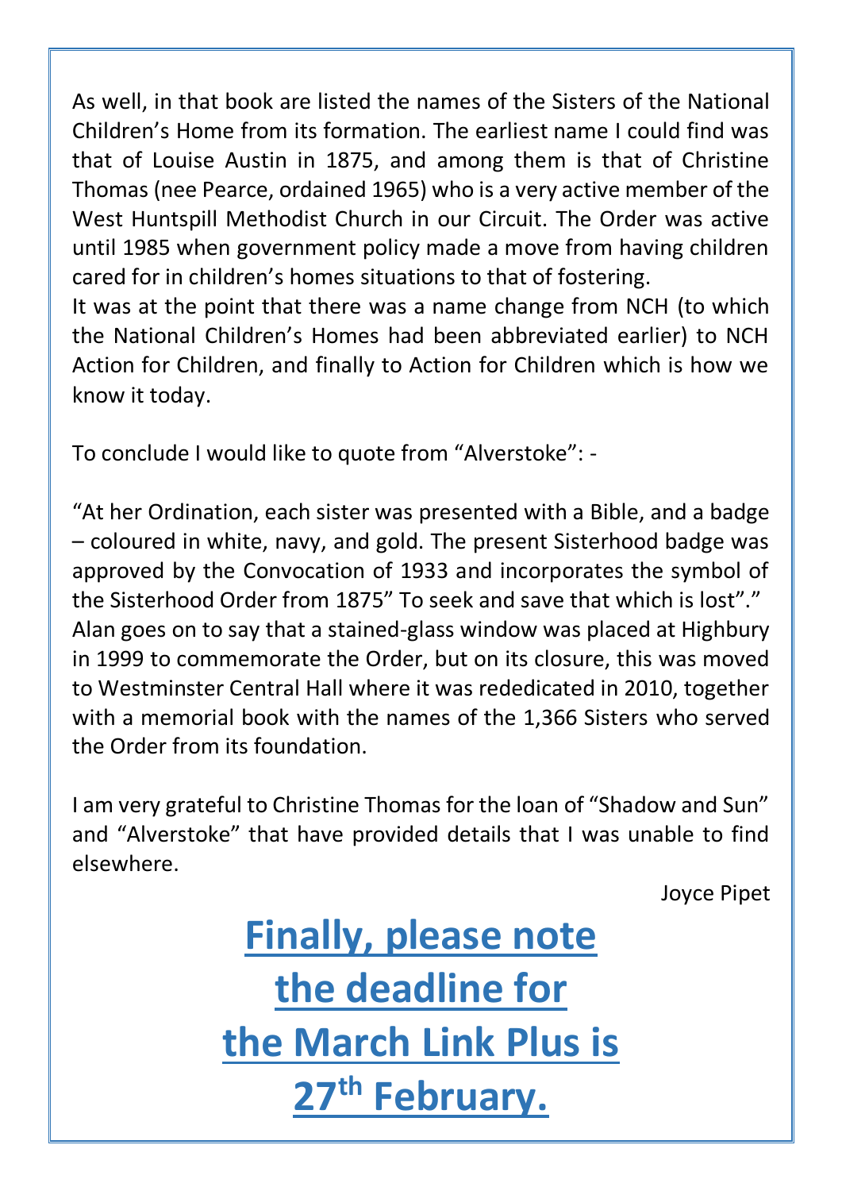As well, in that book are listed the names of the Sisters of the National Children's Home from its formation. The earliest name I could find was that of Louise Austin in 1875, and among them is that of Christine Thomas (nee Pearce, ordained 1965) who is a very active member of the West Huntspill Methodist Church in our Circuit. The Order was active until 1985 when government policy made a move from having children cared for in children's homes situations to that of fostering.
It was at the point that there was a name change from NCH (to which the National Children's Homes had been abbreviated earlier) to NCH Action for Children, and finally to Action for Children which is how we know it today.

To conclude I would like to quote from "Alverstoke": -

"At her Ordination, each sister was presented with a Bible, and a badge – coloured in white, navy, and gold. The present Sisterhood badge was approved by the Convocation of 1933 and incorporates the symbol of the Sisterhood Order from 1875" To seek and save that which is lost"."
Alan goes on to say that a stained-glass window was placed at Highbury in 1999 to commemorate the Order, but on its closure, this was moved to Westminster Central Hall where it was rededicated in 2010, together with a memorial book with the names of the 1,366 Sisters who served the Order from its foundation.

I am very grateful to Christine Thomas for the loan of "Shadow and Sun" and "Alverstoke" that have provided details that I was unable to find elsewhere.

Joyce Pipet

## **Finally, please note the deadline for the March Link Plus is 27th February.**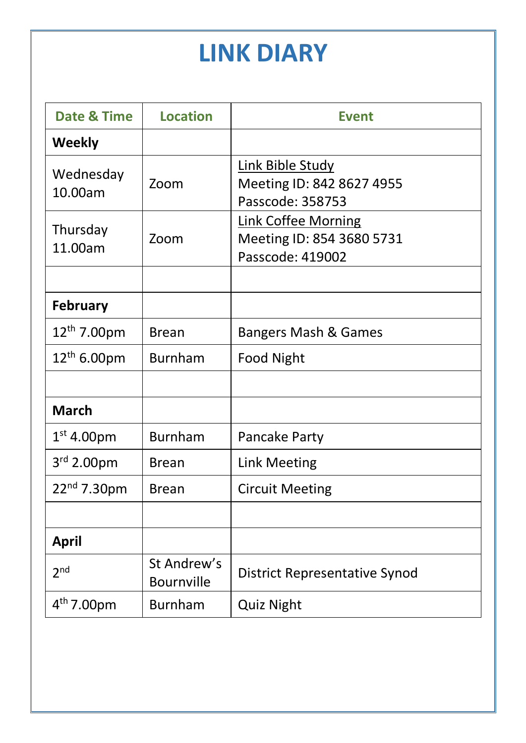# LINK DIARY

| Date & Time | Location | Event |
|---|---|---|
| **Weekly** | | |
| Wednesday 10.00am | Zoom | Link Bible Study<br>Meeting ID: 842 8627 4955<br>Passcode: 358753 |
| Thursday 11.00am | Zoom | Link Coffee Morning<br>Meeting ID: 854 3680 5731<br>Passcode: 419002 |
| | | |
| **February** | | |
| 12th 7.00pm | Brean | Bangers Mash & Games |
| 12th 6.00pm | Burnham | Food Night |
| | | |
| **March** | | |
| 1st 4.00pm | Burnham | Pancake Party |
| 3rd 2.00pm | Brean | Link Meeting |
| 22nd 7.30pm | Brean | Circuit Meeting |
| | | |
| **April** | | |
| 2nd | St Andrew's Bournville | District Representative Synod |
| 4th 7.00pm | Burnham | Quiz Night |